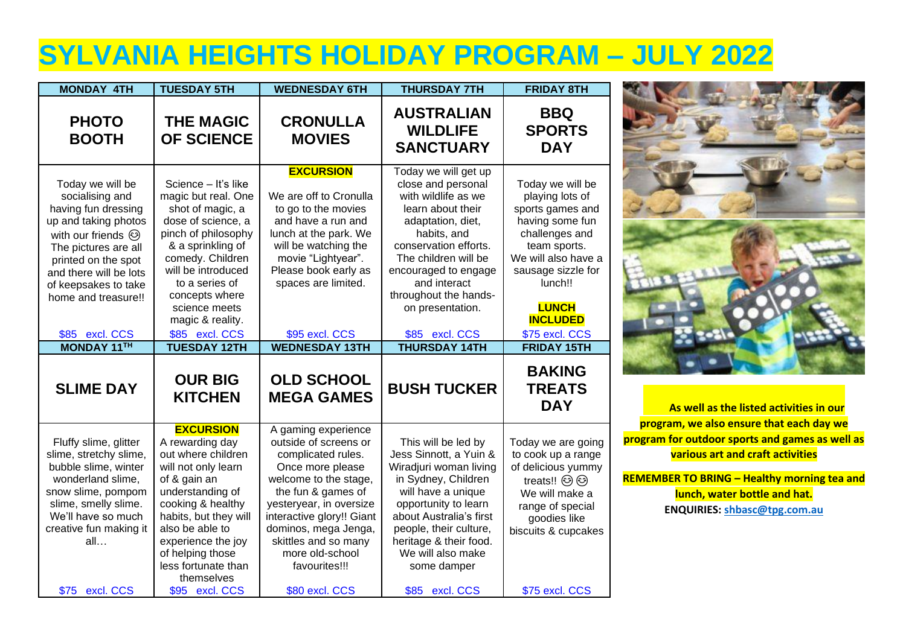# SYLVANIA HEIGHTS HOLIDAY PROGRAM – JULY 2022

| MONDAY 4TH | TUESDAY 5TH | WEDNESDAY 6TH | THURSDAY 7TH | FRIDAY 8TH |
|---|---|---|---|---|
| **PHOTO BOOTH** | **THE MAGIC OF SCIENCE** | **CRONULLA MOVIES** | **AUSTRALIAN WILDLIFE SANCTUARY** | **BBQ SPORTS DAY** |
| Today we will be socialising and having fun dressing up and taking photos with our friends 😊 The pictures are all printed on the spot and there will be lots of keepsakes to take home and treasure!! | Science – It's like magic but real. One shot of magic, a dose of science, a pinch of philosophy & a sprinkling of comedy. Children will be introduced to a series of concepts where science meets magic & reality. | **EXCURSION** We are off to Cronulla to go to the movies and have a run and lunch at the park. We will be watching the movie "Lightyear". Please book early as spaces are limited. | Today we will get up close and personal with wildlife as we learn about their adaptation, diet, habits, and conservation efforts. The children will be encouraged to engage and interact throughout the hands-on presentation. | Today we will be playing lots of sports games and having some fun challenges and team sports. We will also have a sausage sizzle for lunch!! **LUNCH INCLUDED** |
| $85 excl. CCS | $85 excl. CCS | $95 excl. CCS | $85 excl. CCS | $75 excl. CCS |
| **MONDAY 11TH** | **TUESDAY 12TH** | **WEDNESDAY 13TH** | **THURSDAY 14TH** | **FRIDAY 15TH** |
| **SLIME DAY** | **OUR BIG KITCHEN** | **OLD SCHOOL MEGA GAMES** | **BUSH TUCKER** | **BAKING TREATS DAY** |
| Fluffy slime, glitter slime, stretchy slime, bubble slime, winter wonderland slime, snow slime, pompom slime, smelly slime. We'll have so much creative fun making it all… | **EXCURSION** A rewarding day out where children will not only learn of & gain an understanding of cooking & healthy habits, but they will also be able to experience the joy of helping those less fortunate than themselves | A gaming experience outside of screens or complicated rules. Once more please welcome to the stage, the fun & games of yesteryear, in oversize interactive glory!! Giant dominos, mega Jenga, skittles and so many more old-school favourites!!! | This will be led by Jess Sinnott, a Yuin & Wiradjuri woman living in Sydney, Children will have a unique opportunity to learn about Australia's first people, their culture, heritage & their food. We will also make some damper | Today we are going to cook up a range of delicious yummy treats!! 😊😊 We will make a range of special goodies like biscuits & cupcakes |
| $75 excl. CCS | $95 excl. CCS | $80 excl. CCS | $85 excl. CCS | $75 excl. CCS |

**As well as the listed activities in our program, we also ensure that each day we program for outdoor sports and games as well as various art and craft activities**

**REMEMBER TO BRING – Healthy morning tea and lunch, water bottle and hat.**

**ENQUIRIES: shbasc@tpg.com.au**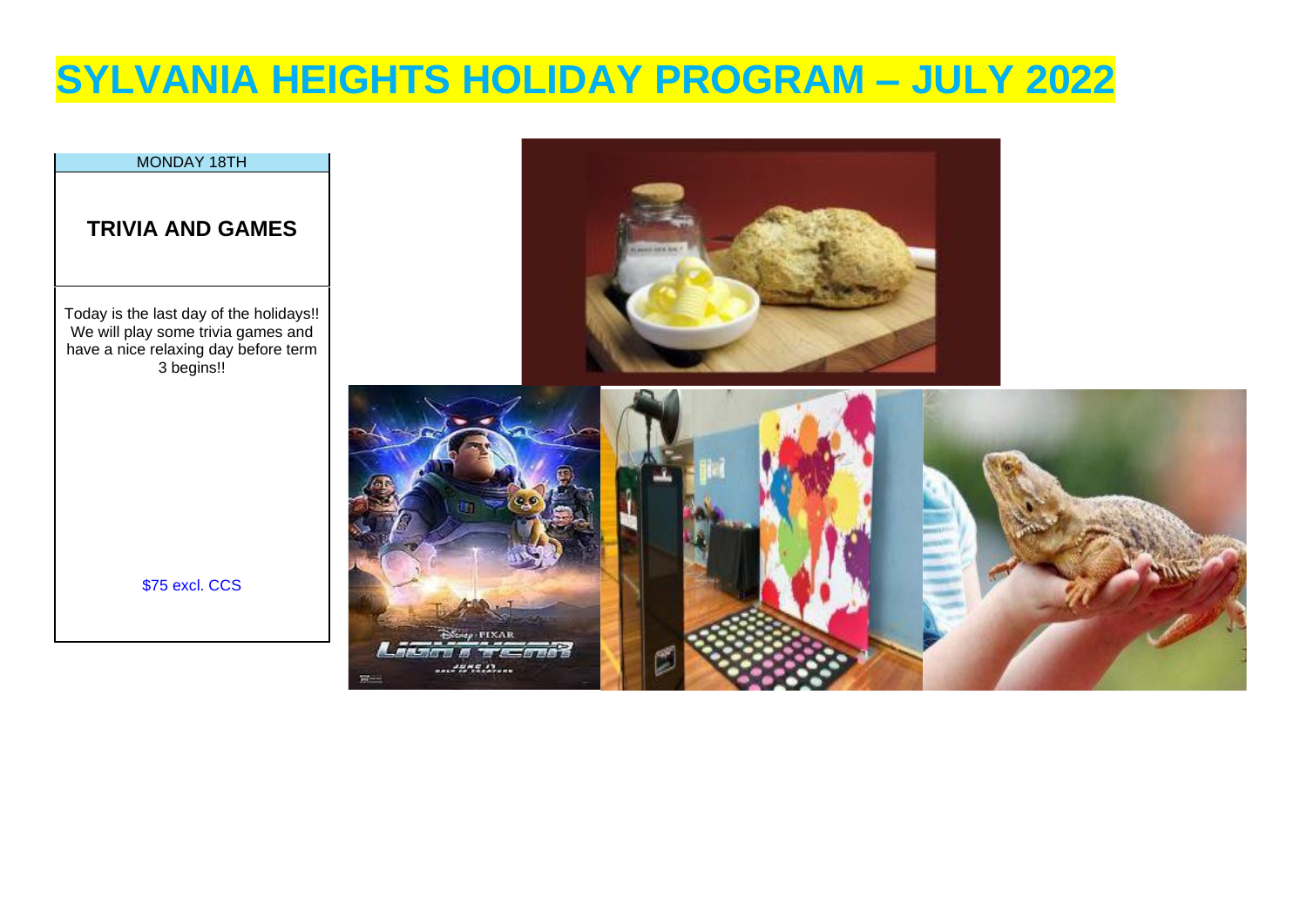# SYLVANIA HEIGHTS HOLIDAY PROGRAM – JULY 2022

| MONDAY 18TH |
| --- |
| **TRIVIA AND GAMES** |
| Today is the last day of the holidays!! We will play some trivia games and have a nice relaxing day before term 3 begins!!<br><br>$75 excl. CCS |